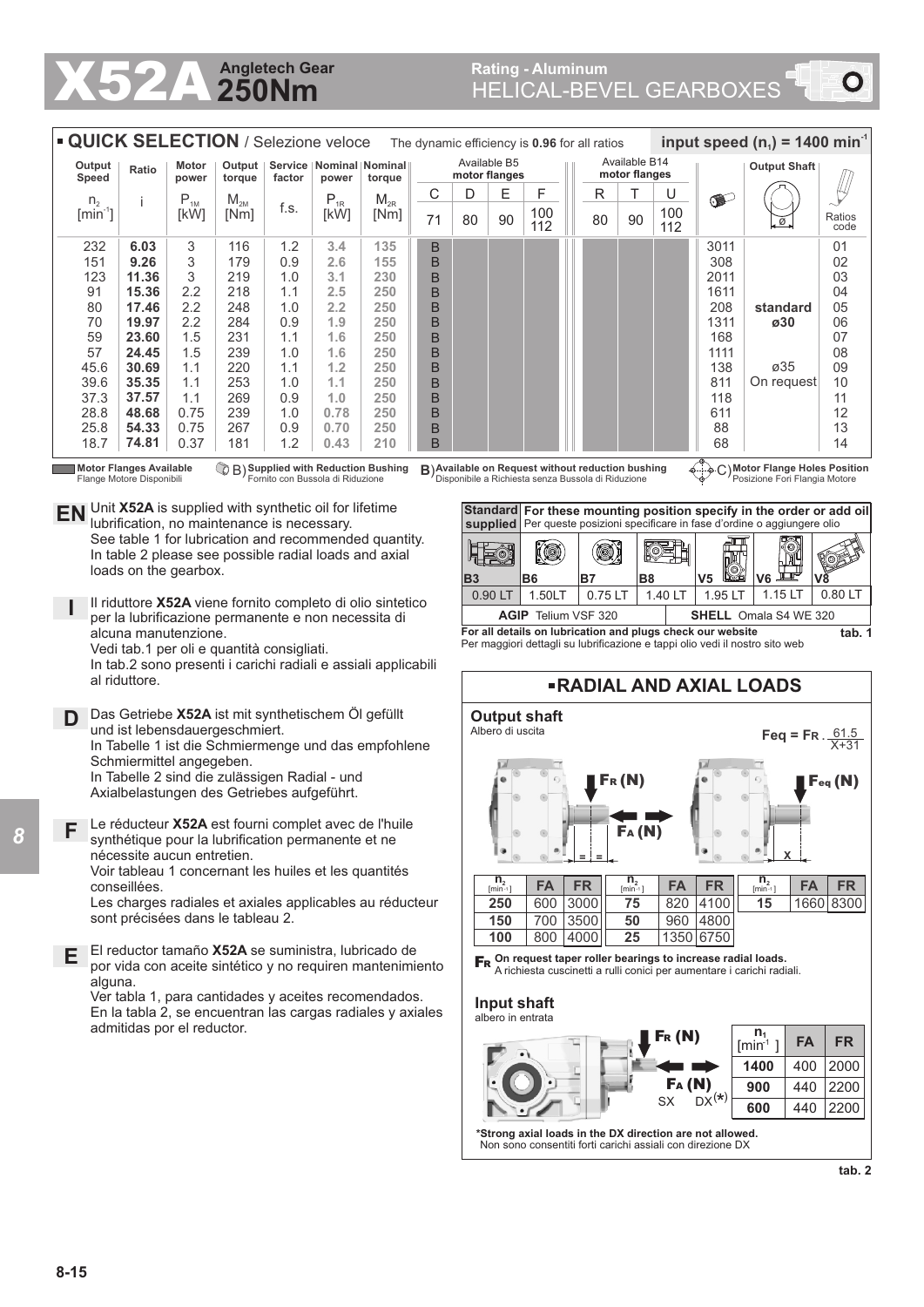# X52A Angletech Gear 250Nm

## Rating - Aluminum HELICAL-BEVEL GEARBOXES

### QUICK SELECTION / Selezione veloce

The dynamic efficiency is **0.96** for all ratios — **input speed ($n_1$) = 1400 min⁻¹**

| Output Speed $n_2$ [min⁻¹] | Ratio i | Motor power $P_{1M}$ [kW] | Output torque $M_{2M}$ [Nm] | Service factor f.s. | Nominal power $P_{1R}$ [kW] | Nominal torque $M_{2R}$ [Nm] | Available B5 motor flanges C 71 | D 80 | E 90 | F 100 112 | Available B14 motor flanges R 80 | T 90 | U 100 112 | | Output Shaft Ø | Ratios code |
|---|---|---|---|---|---|---|---|---|---|---|---|---|---|---|---|---|
| 232 | **6.03** | 3 | 116 | 1.2 | **3.4** | **135** | B | | | | | | | 3011 | | 01 |
| 151 | **9.26** | 3 | 179 | 0.9 | **2.6** | **155** | B | | | | | | | 308 | | 02 |
| 123 | **11.36** | 3 | 219 | 1.0 | **3.1** | **230** | B | | | | | | | 2011 | | 03 |
| 91 | **15.36** | 2.2 | 218 | 1.1 | **2.5** | **250** | B | | | | | | | 1611 | | 04 |
| 80 | **17.46** | 2.2 | 248 | 1.0 | **2.2** | **250** | B | | | | | | | 208 | **standard** | 05 |
| 70 | **19.97** | 2.2 | 284 | 0.9 | **1.9** | **250** | B | | | | | | | 1311 | **ø30** | 06 |
| 59 | **23.60** | 1.5 | 231 | 1.1 | **1.6** | **250** | B | | | | | | | 168 | | 07 |
| 57 | **24.45** | 1.5 | 239 | 1.0 | **1.6** | **250** | B | | | | | | | 1111 | | 08 |
| 45.6 | **30.69** | 1.1 | 220 | 1.1 | **1.2** | **250** | B | | | | | | | 138 | ø35 | 09 |
| 39.6 | **35.35** | 1.1 | 253 | 1.0 | **1.1** | **250** | B | | | | | | | 811 | On request | 10 |
| 37.3 | **37.57** | 1.1 | 269 | 0.9 | **1.0** | **250** | B | | | | | | | 118 | | 11 |
| 28.8 | **48.68** | 0.75 | 239 | 1.0 | **0.78** | **250** | B | | | | | | | 611 | | 12 |
| 25.8 | **54.33** | 0.75 | 267 | 0.9 | **0.70** | **250** | B | | | | | | | 88 | | 13 |
| 18.7 | **74.81** | 0.37 | 181 | 1.2 | **0.43** | **210** | B | | | | | | | 68 | | 14 |

Motor Flanges Available / Flange Motore Disponibili — B) Supplied with Reduction Bushing / Fornito con Bussola di Riduzione — B) Available on Request without reduction bushing / Disponibile a Richiesta senza Bussola di Riduzione — C) Motor Flange Holes Position / Posizione Fori Flangia Motore

**EN** Unit **X52A** is supplied with synthetic oil for lifetime lubrification, no maintenance is necessary. See table 1 for lubrication and recommended quantity. In table 2 please see possible radial loads and axial loads on the gearbox.

**I** Il riduttore **X52A** viene fornito completo di olio sintetico per la lubrificazione permanente e non necessita di alcuna manutenzione. Vedi tab.1 per oli e quantità consigliati. In tab.2 sono presenti i carichi radiali e assiali applicabili al riduttore.

**D** Das Getriebe **X52A** ist mit synthetischem Öl gefüllt und ist lebensdauergeschmiert. In Tabelle 1 ist die Schmiermenge und das empfohlene Schmiermittel angegeben. In Tabelle 2 sind die zulässigen Radial - und Axialbelastungen des Getriebes aufgeführt.

**F** Le réducteur **X52A** est fourni complet avec de l'huile synthétique pour la lubrification permanente et ne nécessite aucun entretien. Voir tableau 1 concernant les huiles et les quantités conseillées. Les charges radiales et axiales applicables au réducteur sont précisées dans le tableau 2.

**E** El reductor tamaño **X52A** se suministra, lubricado de por vida con aceite sintético y no requiren mantenimiento alguna. Ver tabla 1, para cantidades y aceites recomendados. En la tabla 2, se encuentran las cargas radiales y axiales admitidas por el reductor.

| Standard supplied | For these mounting position specify in the order or add oil / Per queste posizioni specificare in fase d'ordine o aggiungere olio | | | | | |
|---|---|---|---|---|---|---|
| **B3** | **B6** | **B7** | **B8** | **V5** | **V6** | **V8** |
| 0.90 LT | 1.50LT | 0.75 LT | 1.40 LT | 1.95 LT | 1.15 LT | 0.80 LT |
| **AGIP** Telium VSF 320 | | | | **SHELL** Omala S4 WE 320 | | |

**For all details on lubrication and plugs check our website** — **tab. 1**
Per maggiori dettagli su lubrificazione e tappi olio vedi il nostro sito web

### RADIAL AND AXIAL LOADS

**Output shaft**
Albero di uscita

$$F_{eq} = F_R \cdot \frac{61.5}{X+31}$$

| $n_2$ [min⁻¹] | FA | FR | $n_2$ [min⁻¹] | FA | FR | $n_2$ [min⁻¹] | FA | FR |
|---|---|---|---|---|---|---|---|---|
| **250** | 600 | 3000 | **75** | 820 | 4100 | **15** | 1660 | 8300 |
| **150** | 700 | 3500 | **50** | 960 | 4800 | | | |
| **100** | 800 | 4000 | **25** | 1350 | 6750 | | | |

$F_R$ **On request taper roller bearings to increase radial loads.**
A richiesta cuscinetti a rulli conici per aumentare i carichi radiali.

**Input shaft**
albero in entrata

| $n_1$ [min⁻¹] | FA | FR |
|---|---|---|
| **1400** | 400 | 2000 |
| **900** | 440 | 2200 |
| **600** | 440 | 2200 |

**\*Strong axial loads in the DX direction are not allowed.**
Non sono consentiti forti carichi assiali con direzione DX

**tab. 2**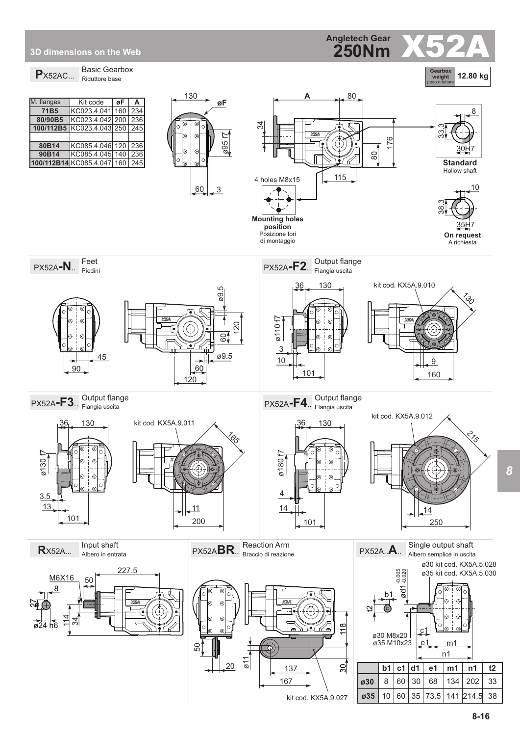3D dimensions on the Web

# Angletech Gear 250Nm X52A

## PX52AC... Basic Gearbox
Riduttore base

Gearbox weight / peso riduttore: **12.80 kg**

| M. flanges | Kit code | øF | A |
|---|---|---|---|
| 71B5 | KC023.4.041 | 160 | 234 |
| 80/90B5 | KC023.4.042 | 200 | 236 |
| 100/112B5 | KC023.4.043 | 250 | 245 |
| | | | |
| 80B14 | KC085.4.046 | 120 | 236 |
| 90B14 | KC085.4.045 | 140 | 236 |
| 100/112B14 | KC085.4.047 | 160 | 245 |

130, øF, ø95 f7, 60, 3

A, 80, 34, 176, 80, 115

4 holes M8x15

**Mounting holes position**
Posizione fori di montaggio

8, 33.3, 30H7
**Standard**
Hollow shaft

10, 38.3, 35H7
**On request**
A richiesta

## PX52A-N.. Feet
Piedini

ø9.5, 120, 60, 45, 90, ø9.5, 60, 120

## PX52A-F2.. Output flange
Flangia uscita

36, 130, kit cod. KX5A.9.010, 130, ø110 f7, 3, 10, 101, 9, 160

## PX52A-F3.. Output flange
Flangia uscita

36, 130, kit cod. KX5A.9.011, 165, ø130 f7, 3.5, 13, 101, 11, 200

## PX52A-F4.. Output flange
Flangia uscita

36, 130, kit cod. KX5A.9.012, 215, ø180 f7, 4, 14, 101, 14, 250

## RX52A... Input shaft
Albero in entrata

M6X16, 227.5, 50, 8, 27, ø24 h6, 114, 34

## PX52ABR.. Reaction Arm
Braccio di reazione

118, 50, 20, ø11, 137, 30, 167, kit cod. KX5A.9.027

## PX52A..A.. Single output shaft
Albero semplice in uscita

ø30 kit cod. KX5A.5.028
ø35 kit cod. KX5A.5.030

b1, t2, ød1 $^{-0.005}_{-0.020}$, c1, e1, m1, n1
ø30 M8x20
ø35 M10x23

| | b1 | c1 | d1 | e1 | m1 | n1 | t2 |
|---|---|---|---|---|---|---|---|
| ø30 | 8 | 60 | 30 | 68 | 134 | 202 | 33 |
| ø35 | 10 | 60 | 35 | 73.5 | 141 | 214.5 | 38 |